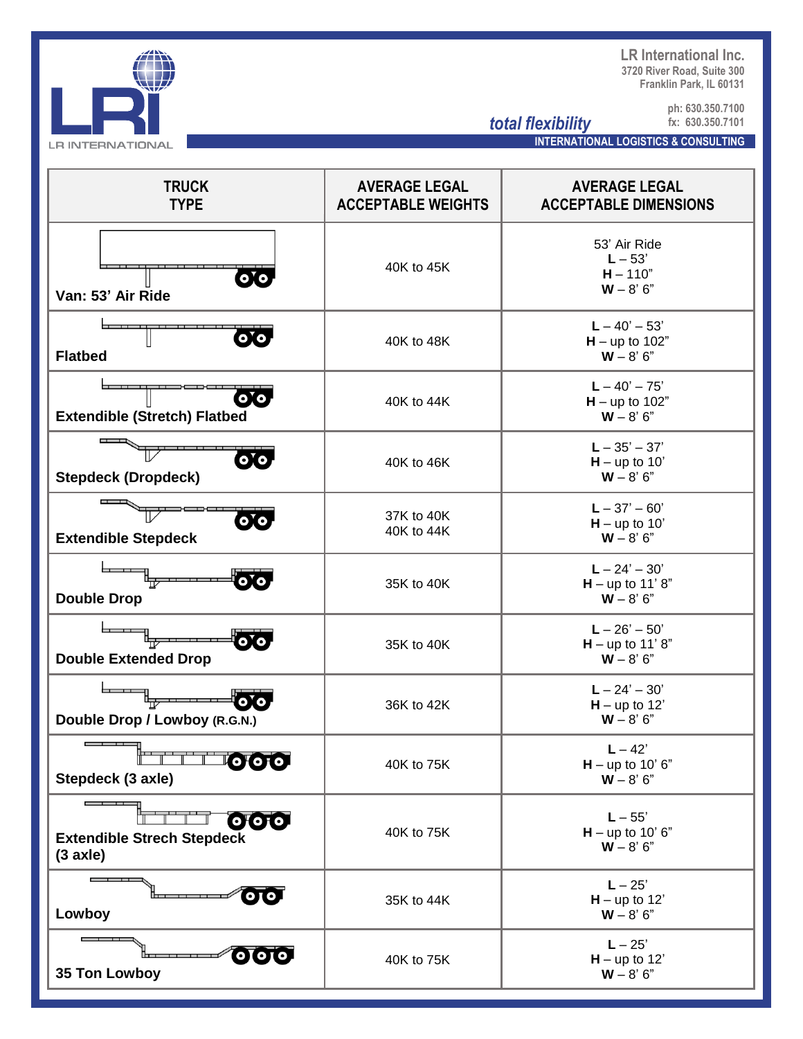LR INTERNATIONAL

**LR International Inc.**
3720 River Road, Suite 300
Franklin Park, IL 60131

ph: 630.350.7100
fx: 630.350.7101

*total flexibility*

**INTERNATIONAL LOGISTICS & CONSULTING**

| TRUCK TYPE | AVERAGE LEGAL ACCEPTABLE WEIGHTS | AVERAGE LEGAL ACCEPTABLE DIMENSIONS |
|---|---|---|
| **Van: 53' Air Ride** | 40K to 45K | 53' Air Ride<br>**L** – 53'<br>**H** – 110"<br>**W** – 8' 6" |
| **Flatbed** | 40K to 48K | **L** – 40' – 53'<br>**H** – up to 102"<br>**W** – 8' 6" |
| **Extendible (Stretch) Flatbed** | 40K to 44K | **L** – 40' – 75'<br>**H** – up to 102"<br>**W** – 8' 6" |
| **Stepdeck (Dropdeck)** | 40K to 46K | **L** – 35' – 37'<br>**H** – up to 10'<br>**W** – 8' 6" |
| **Extendible Stepdeck** | 37K to 40K<br>40K to 44K | **L** – 37' – 60'<br>**H** – up to 10'<br>**W** – 8' 6" |
| **Double Drop** | 35K to 40K | **L** – 24' – 30'<br>**H** – up to 11' 8"<br>**W** – 8' 6" |
| **Double Extended Drop** | 35K to 40K | **L** – 26' – 50'<br>**H** – up to 11' 8"<br>**W** – 8' 6" |
| **Double Drop / Lowboy (R.G.N.)** | 36K to 42K | **L** – 24' – 30'<br>**H** – up to 12'<br>**W** – 8' 6" |
| **Stepdeck (3 axle)** | 40K to 75K | **L** – 42'<br>**H** – up to 10' 6"<br>**W** – 8' 6" |
| **Extendible Strech Stepdeck (3 axle)** | 40K to 75K | **L** – 55'<br>**H** – up to 10' 6"<br>**W** – 8' 6" |
| **Lowboy** | 35K to 44K | **L** – 25'<br>**H** – up to 12'<br>**W** – 8' 6" |
| **35 Ton Lowboy** | 40K to 75K | **L** – 25'<br>**H** – up to 12'<br>**W** – 8' 6" |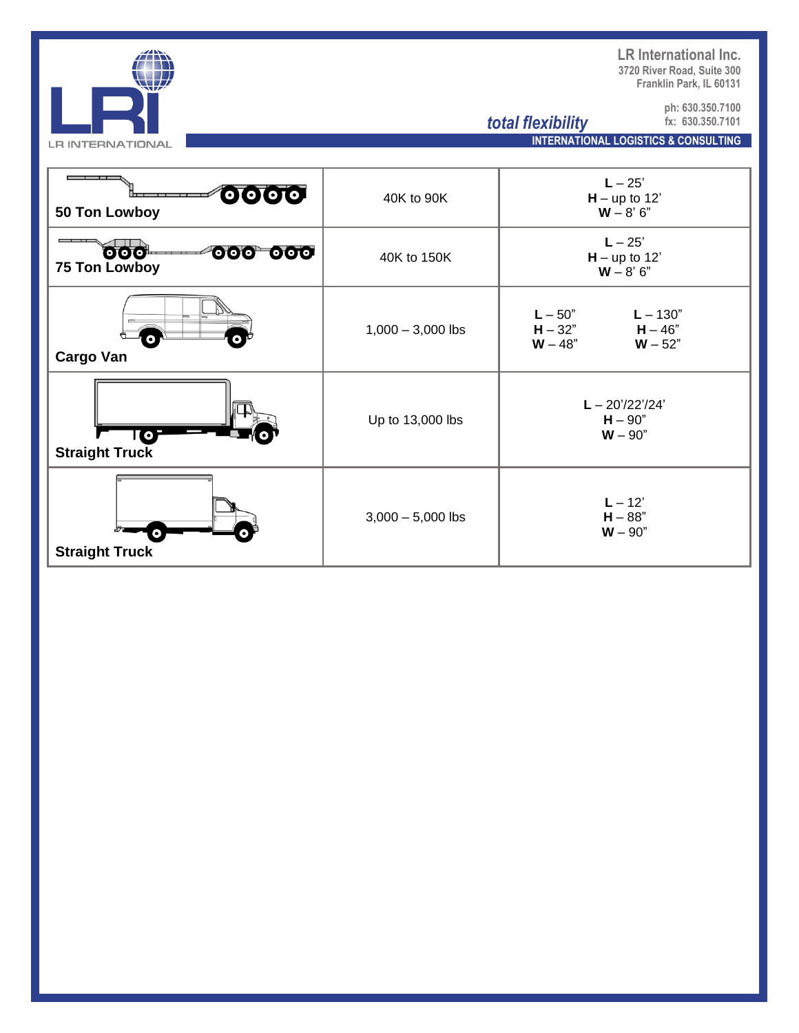LR International Inc.
3720 River Road, Suite 300
Franklin Park, IL 60131

ph: 630.350.7100
fx: 630.350.7101

*total flexibility*

INTERNATIONAL LOGISTICS & CONSULTING

| | | |
|---|---|---|
| **50 Ton Lowboy** | 40K to 90K | **L** – 25' **H** – up to 12' **W** – 8' 6" |
| **75 Ton Lowboy** | 40K to 150K | **L** – 25' **H** – up to 12' **W** – 8' 6" |
| **Cargo Van** | 1,000 – 3,000 lbs | **L** – 50" **H** – 32" **W** – 48" / **L** – 130" **H** – 46" **W** – 52" |
| **Straight Truck** | Up to 13,000 lbs | **L** – 20'/22'/24' **H** – 90" **W** – 90" |
| **Straight Truck** | 3,000 – 5,000 lbs | **L** – 12' **H** – 88" **W** – 90" |